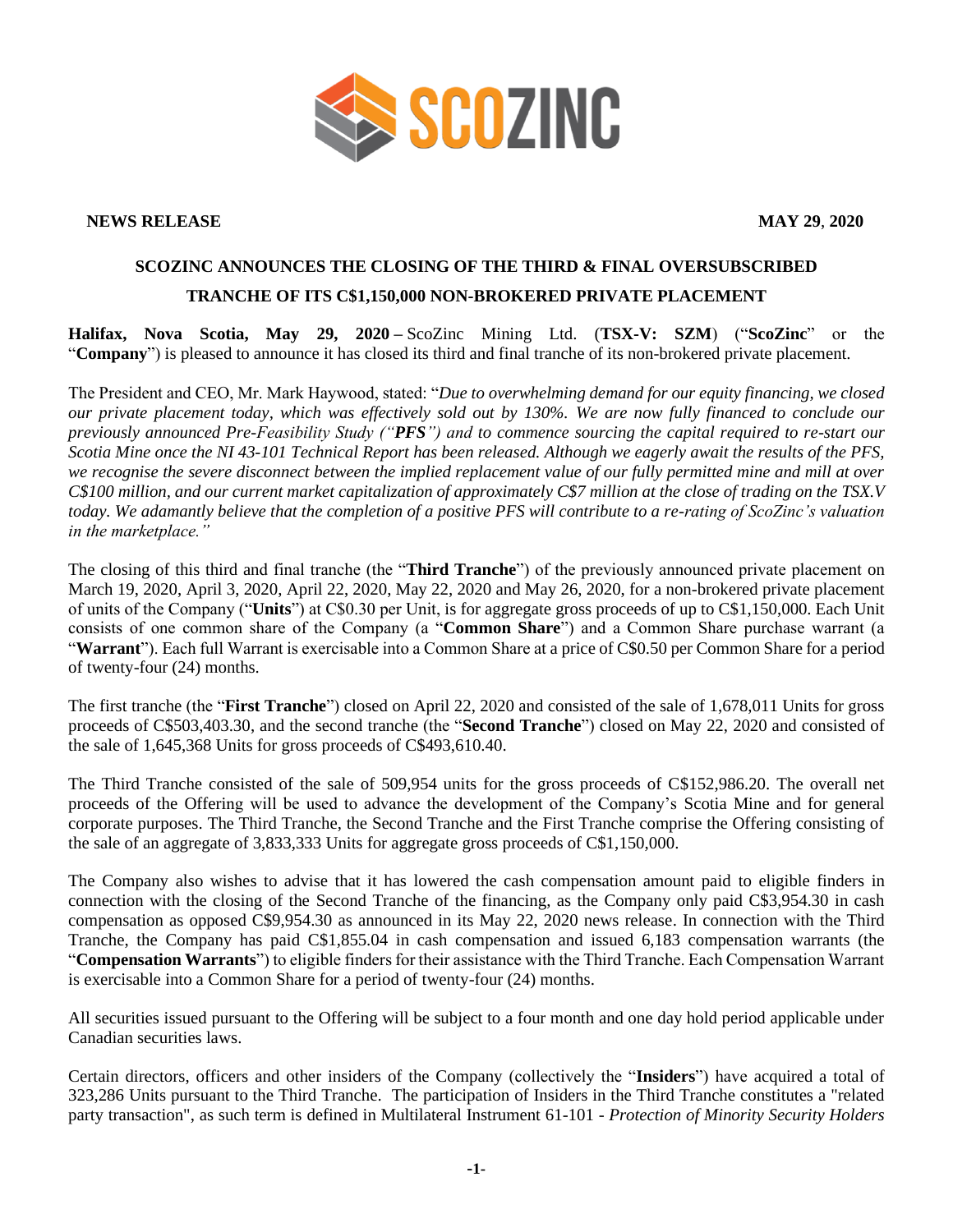**NEWS RELEASE** **MAY 29, 2020**

# SCOZINC ANNOUNCES THE CLOSING OF THE THIRD & FINAL OVERSUBSCRIBED TRANCHE OF ITS C$1,150,000 NON-BROKERED PRIVATE PLACEMENT

**Halifax, Nova Scotia, May 29, 2020 –** ScoZinc Mining Ltd. (**TSX-V: SZM**) ("**ScoZinc**" or the "**Company**") is pleased to announce it has closed its third and final tranche of its non-brokered private placement.

The President and CEO, Mr. Mark Haywood, stated: "*Due to overwhelming demand for our equity financing, we closed our private placement today, which was effectively sold out by 130%. We are now fully financed to conclude our previously announced Pre-Feasibility Study ("**PFS**") and to commence sourcing the capital required to re-start our Scotia Mine once the NI 43-101 Technical Report has been released. Although we eagerly await the results of the PFS, we recognise the severe disconnect between the implied replacement value of our fully permitted mine and mill at over C$100 million, and our current market capitalization of approximately C$7 million at the close of trading on the TSX.V today. We adamantly believe that the completion of a positive PFS will contribute to a re-rating of ScoZinc's valuation in the marketplace.*"

The closing of this third and final tranche (the "**Third Tranche**") of the previously announced private placement on March 19, 2020, April 3, 2020, April 22, 2020, May 22, 2020 and May 26, 2020, for a non-brokered private placement of units of the Company ("**Units**") at C$0.30 per Unit, is for aggregate gross proceeds of up to C$1,150,000. Each Unit consists of one common share of the Company (a "**Common Share**") and a Common Share purchase warrant (a "**Warrant**"). Each full Warrant is exercisable into a Common Share at a price of C$0.50 per Common Share for a period of twenty-four (24) months.

The first tranche (the "**First Tranche**") closed on April 22, 2020 and consisted of the sale of 1,678,011 Units for gross proceeds of C$503,403.30, and the second tranche (the "**Second Tranche**") closed on May 22, 2020 and consisted of the sale of 1,645,368 Units for gross proceeds of C$493,610.40.

The Third Tranche consisted of the sale of 509,954 units for the gross proceeds of C$152,986.20. The overall net proceeds of the Offering will be used to advance the development of the Company's Scotia Mine and for general corporate purposes. The Third Tranche, the Second Tranche and the First Tranche comprise the Offering consisting of the sale of an aggregate of 3,833,333 Units for aggregate gross proceeds of C$1,150,000.

The Company also wishes to advise that it has lowered the cash compensation amount paid to eligible finders in connection with the closing of the Second Tranche of the financing, as the Company only paid C$3,954.30 in cash compensation as opposed C$9,954.30 as announced in its May 22, 2020 news release. In connection with the Third Tranche, the Company has paid C$1,855.04 in cash compensation and issued 6,183 compensation warrants (the "**Compensation Warrants**") to eligible finders for their assistance with the Third Tranche. Each Compensation Warrant is exercisable into a Common Share for a period of twenty-four (24) months.

All securities issued pursuant to the Offering will be subject to a four month and one day hold period applicable under Canadian securities laws.

Certain directors, officers and other insiders of the Company (collectively the "**Insiders**") have acquired a total of 323,286 Units pursuant to the Third Tranche. The participation of Insiders in the Third Tranche constitutes a "related party transaction", as such term is defined in Multilateral Instrument 61-101 - *Protection of Minority Security Holders*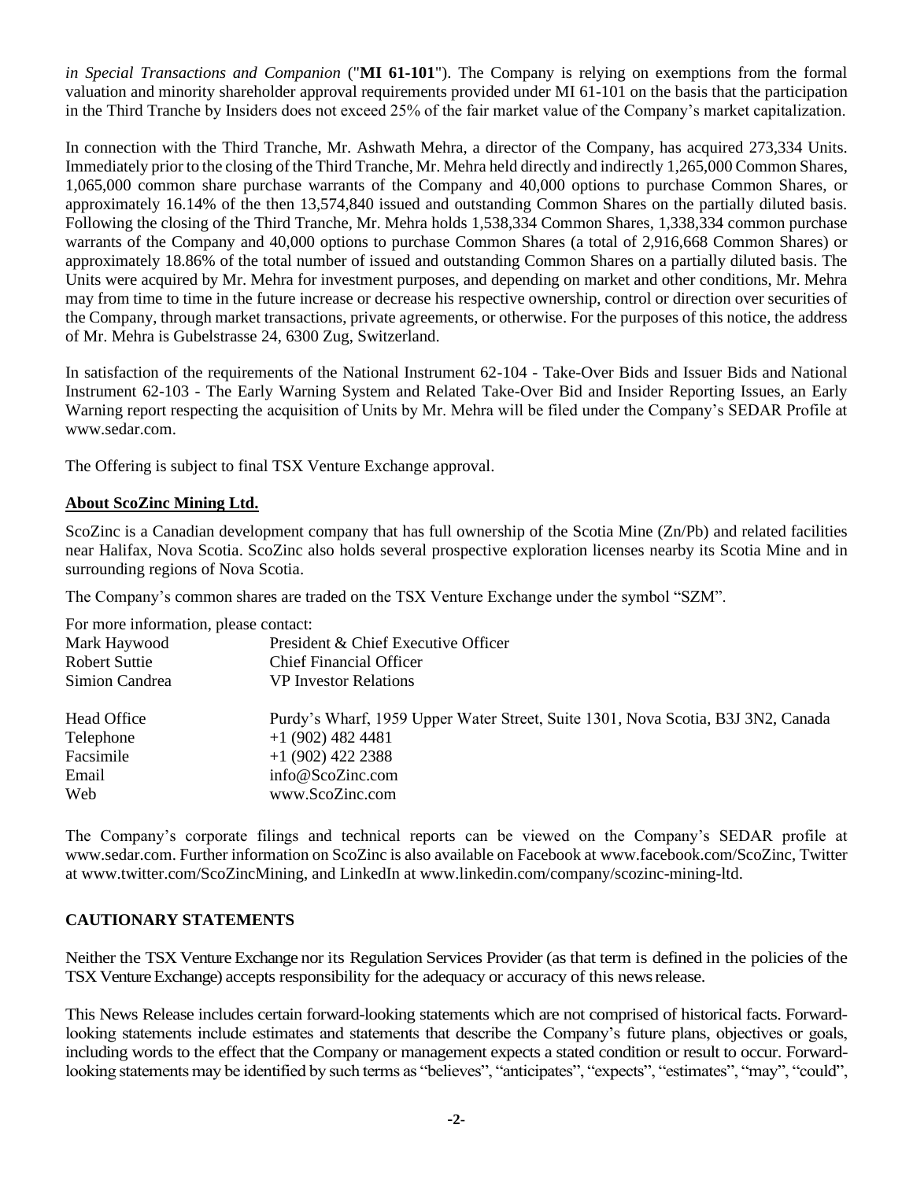*in Special Transactions and Companion* ("**MI 61-101**"). The Company is relying on exemptions from the formal valuation and minority shareholder approval requirements provided under MI 61-101 on the basis that the participation in the Third Tranche by Insiders does not exceed 25% of the fair market value of the Company's market capitalization.

In connection with the Third Tranche, Mr. Ashwath Mehra, a director of the Company, has acquired 273,334 Units. Immediately prior to the closing of the Third Tranche, Mr. Mehra held directly and indirectly 1,265,000 Common Shares, 1,065,000 common share purchase warrants of the Company and 40,000 options to purchase Common Shares, or approximately 16.14% of the then 13,574,840 issued and outstanding Common Shares on the partially diluted basis. Following the closing of the Third Tranche, Mr. Mehra holds 1,538,334 Common Shares, 1,338,334 common purchase warrants of the Company and 40,000 options to purchase Common Shares (a total of 2,916,668 Common Shares) or approximately 18.86% of the total number of issued and outstanding Common Shares on a partially diluted basis. The Units were acquired by Mr. Mehra for investment purposes, and depending on market and other conditions, Mr. Mehra may from time to time in the future increase or decrease his respective ownership, control or direction over securities of the Company, through market transactions, private agreements, or otherwise. For the purposes of this notice, the address of Mr. Mehra is Gubelstrasse 24, 6300 Zug, Switzerland.

In satisfaction of the requirements of the National Instrument 62-104 - Take-Over Bids and Issuer Bids and National Instrument 62-103 - The Early Warning System and Related Take-Over Bid and Insider Reporting Issues, an Early Warning report respecting the acquisition of Units by Mr. Mehra will be filed under the Company's SEDAR Profile at www.sedar.com.

The Offering is subject to final TSX Venture Exchange approval.

## About ScoZinc Mining Ltd.

ScoZinc is a Canadian development company that has full ownership of the Scotia Mine (Zn/Pb) and related facilities near Halifax, Nova Scotia. ScoZinc also holds several prospective exploration licenses nearby its Scotia Mine and in surrounding regions of Nova Scotia.

The Company's common shares are traded on the TSX Venture Exchange under the symbol "SZM".

For more information, please contact:

| | |
|---|---|
| Mark Haywood | President & Chief Executive Officer |
| Robert Suttie | Chief Financial Officer |
| Simion Candrea | VP Investor Relations |
| | |
| Head Office | Purdy's Wharf, 1959 Upper Water Street, Suite 1301, Nova Scotia, B3J 3N2, Canada |
| Telephone | +1 (902) 482 4481 |
| Facsimile | +1 (902) 422 2388 |
| Email | info@ScoZinc.com |
| Web | www.ScoZinc.com |

The Company's corporate filings and technical reports can be viewed on the Company's SEDAR profile at www.sedar.com. Further information on ScoZinc is also available on Facebook at www.facebook.com/ScoZinc, Twitter at www.twitter.com/ScoZincMining, and LinkedIn at www.linkedin.com/company/scozinc-mining-ltd.

## CAUTIONARY STATEMENTS

Neither the TSX Venture Exchange nor its Regulation Services Provider (as that term is defined in the policies of the TSX Venture Exchange) accepts responsibility for the adequacy or accuracy of this news release.

This News Release includes certain forward-looking statements which are not comprised of historical facts. Forward-looking statements include estimates and statements that describe the Company's future plans, objectives or goals, including words to the effect that the Company or management expects a stated condition or result to occur. Forward-looking statements may be identified by such terms as "believes", "anticipates", "expects", "estimates", "may", "could",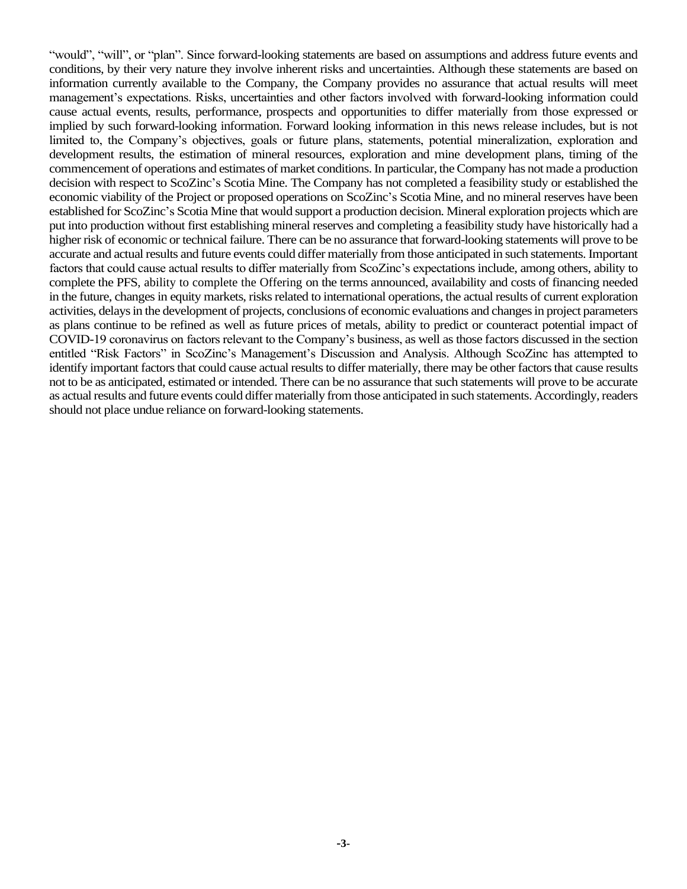"would", "will", or "plan". Since forward-looking statements are based on assumptions and address future events and conditions, by their very nature they involve inherent risks and uncertainties. Although these statements are based on information currently available to the Company, the Company provides no assurance that actual results will meet management's expectations. Risks, uncertainties and other factors involved with forward-looking information could cause actual events, results, performance, prospects and opportunities to differ materially from those expressed or implied by such forward-looking information. Forward looking information in this news release includes, but is not limited to, the Company's objectives, goals or future plans, statements, potential mineralization, exploration and development results, the estimation of mineral resources, exploration and mine development plans, timing of the commencement of operations and estimates of market conditions. In particular, the Company has not made a production decision with respect to ScoZinc's Scotia Mine. The Company has not completed a feasibility study or established the economic viability of the Project or proposed operations on ScoZinc's Scotia Mine, and no mineral reserves have been established for ScoZinc's Scotia Mine that would support a production decision. Mineral exploration projects which are put into production without first establishing mineral reserves and completing a feasibility study have historically had a higher risk of economic or technical failure. There can be no assurance that forward-looking statements will prove to be accurate and actual results and future events could differ materially from those anticipated in such statements. Important factors that could cause actual results to differ materially from ScoZinc's expectations include, among others, ability to complete the PFS, ability to complete the Offering on the terms announced, availability and costs of financing needed in the future, changes in equity markets, risks related to international operations, the actual results of current exploration activities, delays in the development of projects, conclusions of economic evaluations and changes in project parameters as plans continue to be refined as well as future prices of metals, ability to predict or counteract potential impact of COVID-19 coronavirus on factors relevant to the Company's business, as well as those factors discussed in the section entitled "Risk Factors" in ScoZinc's Management's Discussion and Analysis. Although ScoZinc has attempted to identify important factors that could cause actual results to differ materially, there may be other factors that cause results not to be as anticipated, estimated or intended. There can be no assurance that such statements will prove to be accurate as actual results and future events could differ materially from those anticipated in such statements. Accordingly, readers should not place undue reliance on forward-looking statements.